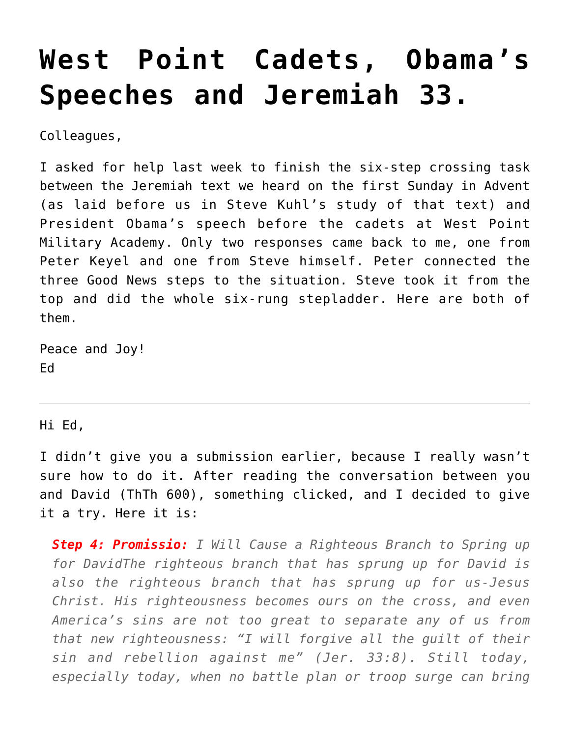# West Point Cadets, Obama's Speeches and Jeremiah 33.

Colleagues,

I asked for help last week to finish the six-step crossing task between the Jeremiah text we heard on the first Sunday in Advent (as laid before us in Steve Kuhl's study of that text) and President Obama's speech before the cadets at West Point Military Academy. Only two responses came back to me, one from Peter Keyel and one from Steve himself. Peter connected the three Good News steps to the situation. Steve took it from the top and did the whole six-rung stepladder. Here are both of them.

Peace and Joy!
Ed

---

Hi Ed,

I didn't give you a submission earlier, because I really wasn't sure how to do it. After reading the conversation between you and David (ThTh 600), something clicked, and I decided to give it a try. Here it is:

> ***Step 4: Promissio:*** *I Will Cause a Righteous Branch to Spring up for DavidThe righteous branch that has sprung up for David is also the righteous branch that has sprung up for us-Jesus Christ. His righteousness becomes ours on the cross, and even America's sins are not too great to separate any of us from that new righteousness: "I will forgive all the guilt of their sin and rebellion against me" (Jer. 33:8). Still today, especially today, when no battle plan or troop surge can bring*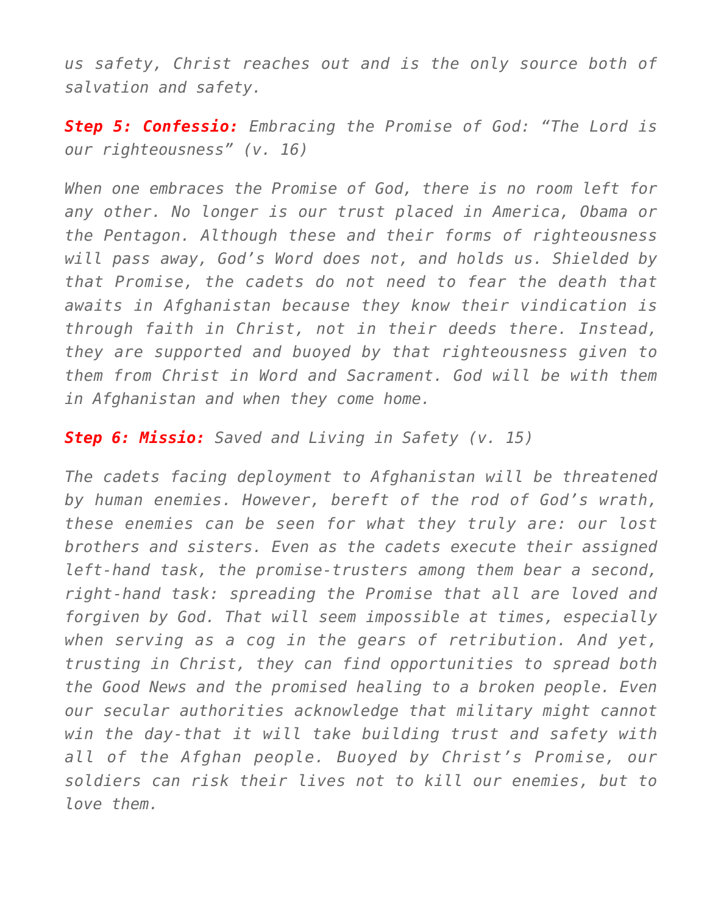*us safety, Christ reaches out and is the only source both of salvation and safety.*

***Step 5: Confessio:*** *Embracing the Promise of God: "The Lord is our righteousness" (v. 16)*

*When one embraces the Promise of God, there is no room left for any other. No longer is our trust placed in America, Obama or the Pentagon. Although these and their forms of righteousness will pass away, God's Word does not, and holds us. Shielded by that Promise, the cadets do not need to fear the death that awaits in Afghanistan because they know their vindication is through faith in Christ, not in their deeds there. Instead, they are supported and buoyed by that righteousness given to them from Christ in Word and Sacrament. God will be with them in Afghanistan and when they come home.*

***Step 6: Missio:*** *Saved and Living in Safety (v. 15)*

*The cadets facing deployment to Afghanistan will be threatened by human enemies. However, bereft of the rod of God's wrath, these enemies can be seen for what they truly are: our lost brothers and sisters. Even as the cadets execute their assigned left-hand task, the promise-trusters among them bear a second, right-hand task: spreading the Promise that all are loved and forgiven by God. That will seem impossible at times, especially when serving as a cog in the gears of retribution. And yet, trusting in Christ, they can find opportunities to spread both the Good News and the promised healing to a broken people. Even our secular authorities acknowledge that military might cannot win the day-that it will take building trust and safety with all of the Afghan people. Buoyed by Christ's Promise, our soldiers can risk their lives not to kill our enemies, but to love them.*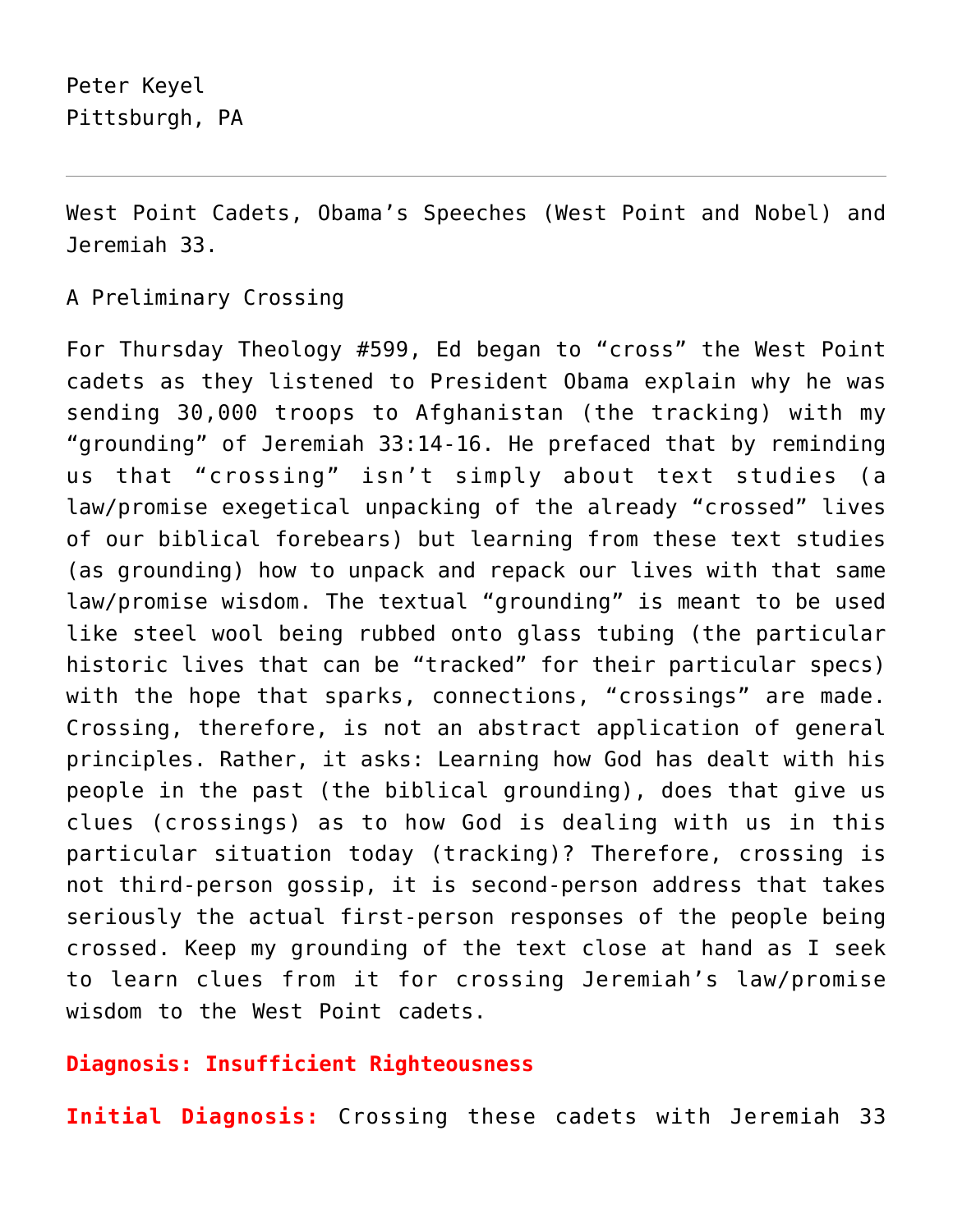Peter Keyel
Pittsburgh, PA

---

West Point Cadets, Obama's Speeches (West Point and Nobel) and Jeremiah 33.

A Preliminary Crossing

For Thursday Theology #599, Ed began to "cross" the West Point cadets as they listened to President Obama explain why he was sending 30,000 troops to Afghanistan (the tracking) with my "grounding" of Jeremiah 33:14-16. He prefaced that by reminding us that "crossing" isn't simply about text studies (a law/promise exegetical unpacking of the already "crossed" lives of our biblical forebears) but learning from these text studies (as grounding) how to unpack and repack our lives with that same law/promise wisdom. The textual "grounding" is meant to be used like steel wool being rubbed onto glass tubing (the particular historic lives that can be "tracked" for their particular specs) with the hope that sparks, connections, "crossings" are made. Crossing, therefore, is not an abstract application of general principles. Rather, it asks: Learning how God has dealt with his people in the past (the biblical grounding), does that give us clues (crossings) as to how God is dealing with us in this particular situation today (tracking)? Therefore, crossing is not third-person gossip, it is second-person address that takes seriously the actual first-person responses of the people being crossed. Keep my grounding of the text close at hand as I seek to learn clues from it for crossing Jeremiah's law/promise wisdom to the West Point cadets.

**Diagnosis: Insufficient Righteousness**

**Initial Diagnosis:** Crossing these cadets with Jeremiah 33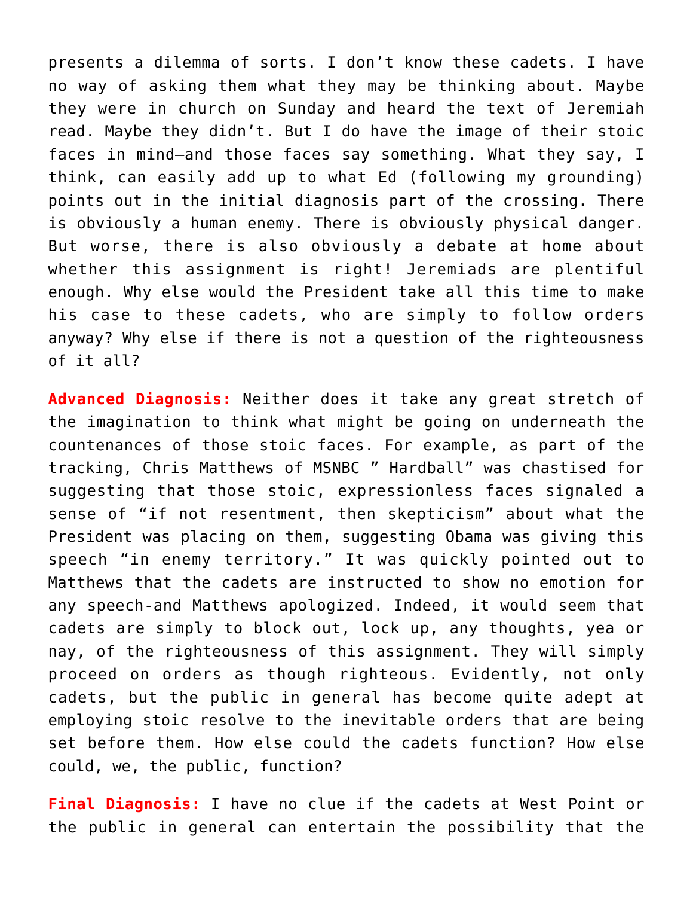presents a dilemma of sorts. I don't know these cadets. I have no way of asking them what they may be thinking about. Maybe they were in church on Sunday and heard the text of Jeremiah read. Maybe they didn't. But I do have the image of their stoic faces in mind—and those faces say something. What they say, I think, can easily add up to what Ed (following my grounding) points out in the initial diagnosis part of the crossing. There is obviously a human enemy. There is obviously physical danger. But worse, there is also obviously a debate at home about whether this assignment is right! Jeremiads are plentiful enough. Why else would the President take all this time to make his case to these cadets, who are simply to follow orders anyway? Why else if there is not a question of the righteousness of it all?

**Advanced Diagnosis:** Neither does it take any great stretch of the imagination to think what might be going on underneath the countenances of those stoic faces. For example, as part of the tracking, Chris Matthews of MSNBC " Hardball" was chastised for suggesting that those stoic, expressionless faces signaled a sense of "if not resentment, then skepticism" about what the President was placing on them, suggesting Obama was giving this speech "in enemy territory." It was quickly pointed out to Matthews that the cadets are instructed to show no emotion for any speech-and Matthews apologized. Indeed, it would seem that cadets are simply to block out, lock up, any thoughts, yea or nay, of the righteousness of this assignment. They will simply proceed on orders as though righteous. Evidently, not only cadets, but the public in general has become quite adept at employing stoic resolve to the inevitable orders that are being set before them. How else could the cadets function? How else could, we, the public, function?

**Final Diagnosis:** I have no clue if the cadets at West Point or the public in general can entertain the possibility that the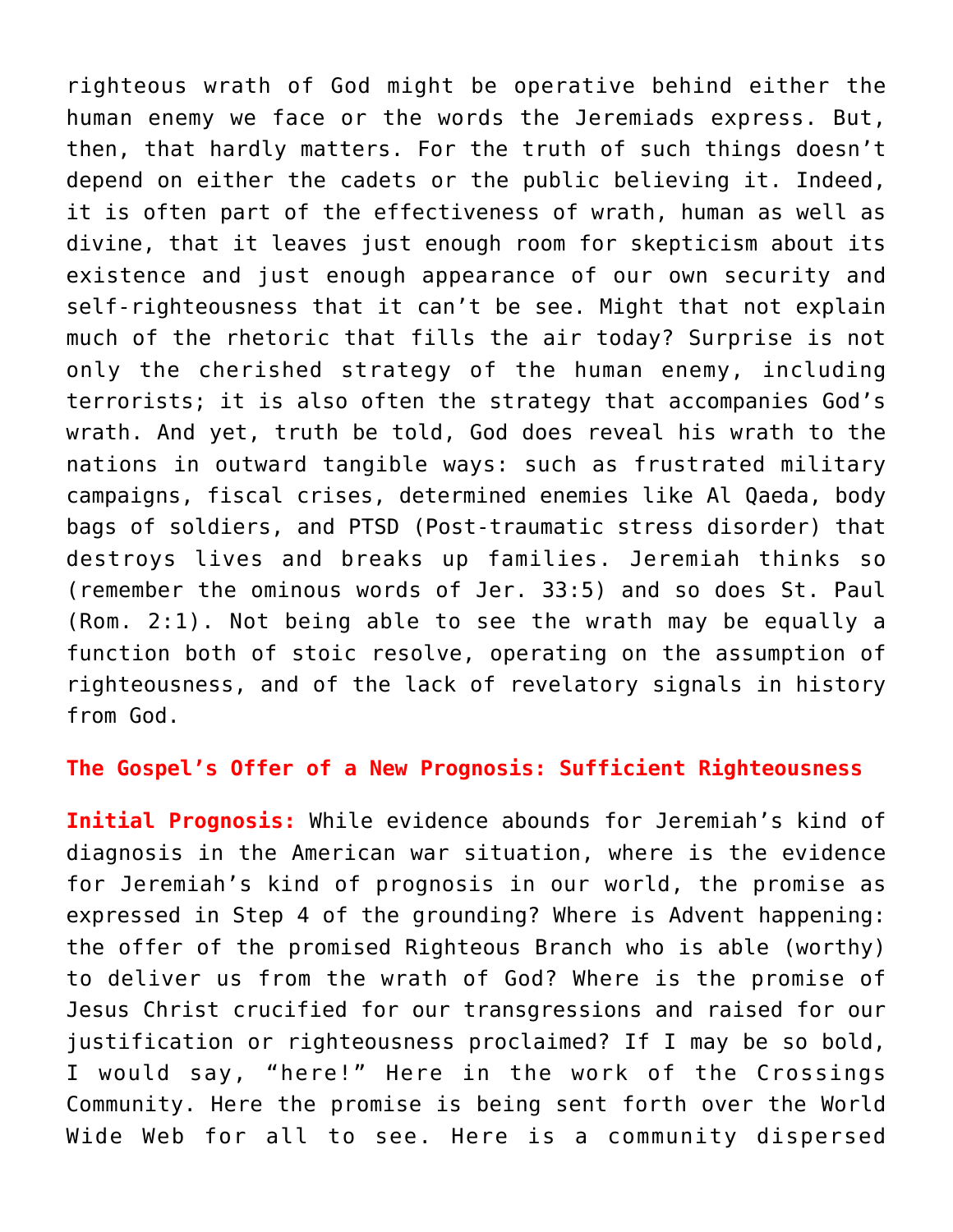righteous wrath of God might be operative behind either the human enemy we face or the words the Jeremiads express. But, then, that hardly matters. For the truth of such things doesn't depend on either the cadets or the public believing it. Indeed, it is often part of the effectiveness of wrath, human as well as divine, that it leaves just enough room for skepticism about its existence and just enough appearance of our own security and self-righteousness that it can't be see. Might that not explain much of the rhetoric that fills the air today? Surprise is not only the cherished strategy of the human enemy, including terrorists; it is also often the strategy that accompanies God's wrath. And yet, truth be told, God does reveal his wrath to the nations in outward tangible ways: such as frustrated military campaigns, fiscal crises, determined enemies like Al Qaeda, body bags of soldiers, and PTSD (Post-traumatic stress disorder) that destroys lives and breaks up families. Jeremiah thinks so (remember the ominous words of Jer. 33:5) and so does St. Paul (Rom. 2:1). Not being able to see the wrath may be equally a function both of stoic resolve, operating on the assumption of righteousness, and of the lack of revelatory signals in history from God.

**The Gospel's Offer of a New Prognosis: Sufficient Righteousness**

**Initial Prognosis:** While evidence abounds for Jeremiah's kind of diagnosis in the American war situation, where is the evidence for Jeremiah's kind of prognosis in our world, the promise as expressed in Step 4 of the grounding? Where is Advent happening: the offer of the promised Righteous Branch who is able (worthy) to deliver us from the wrath of God? Where is the promise of Jesus Christ crucified for our transgressions and raised for our justification or righteousness proclaimed? If I may be so bold, I would say, "here!" Here in the work of the Crossings Community. Here the promise is being sent forth over the World Wide Web for all to see. Here is a community dispersed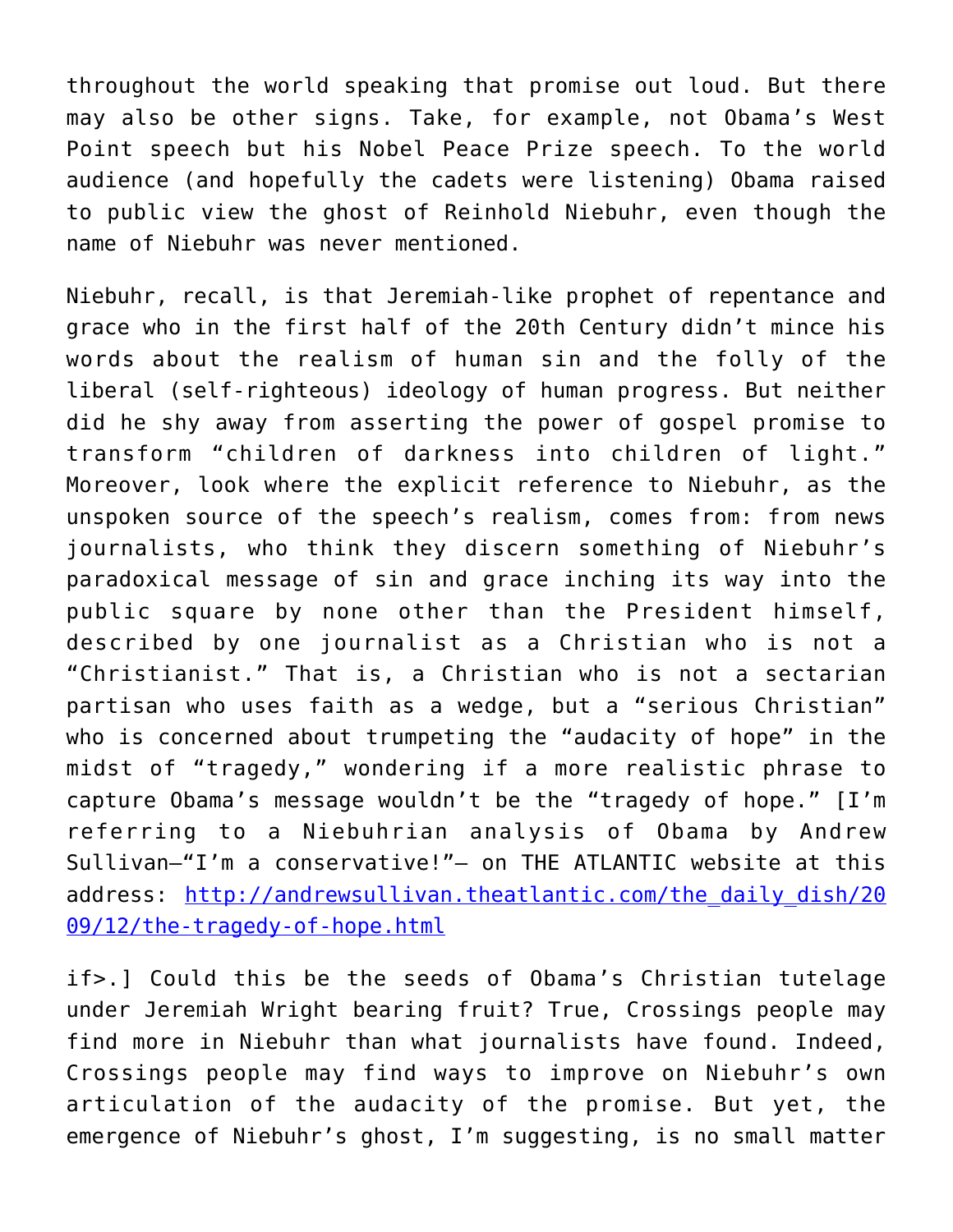throughout the world speaking that promise out loud. But there may also be other signs. Take, for example, not Obama's West Point speech but his Nobel Peace Prize speech. To the world audience (and hopefully the cadets were listening) Obama raised to public view the ghost of Reinhold Niebuhr, even though the name of Niebuhr was never mentioned.

Niebuhr, recall, is that Jeremiah-like prophet of repentance and grace who in the first half of the 20th Century didn't mince his words about the realism of human sin and the folly of the liberal (self-righteous) ideology of human progress. But neither did he shy away from asserting the power of gospel promise to transform "children of darkness into children of light." Moreover, look where the explicit reference to Niebuhr, as the unspoken source of the speech's realism, comes from: from news journalists, who think they discern something of Niebuhr's paradoxical message of sin and grace inching its way into the public square by none other than the President himself, described by one journalist as a Christian who is not a "Christianist." That is, a Christian who is not a sectarian partisan who uses faith as a wedge, but a "serious Christian" who is concerned about trumpeting the "audacity of hope" in the midst of "tragedy," wondering if a more realistic phrase to capture Obama's message wouldn't be the "tragedy of hope." [I'm referring to a Niebuhrian analysis of Obama by Andrew Sullivan—"I'm a conservative!"— on THE ATLANTIC website at this address: [http://andrewsullivan.theatlantic.com/the_daily_dish/2009/12/the-tragedy-of-hope.html](http://andrewsullivan.theatlantic.com/the_daily_dish/2009/12/the-tragedy-of-hope.html)

if>.] Could this be the seeds of Obama's Christian tutelage under Jeremiah Wright bearing fruit? True, Crossings people may find more in Niebuhr than what journalists have found. Indeed, Crossings people may find ways to improve on Niebuhr's own articulation of the audacity of the promise. But yet, the emergence of Niebuhr's ghost, I'm suggesting, is no small matter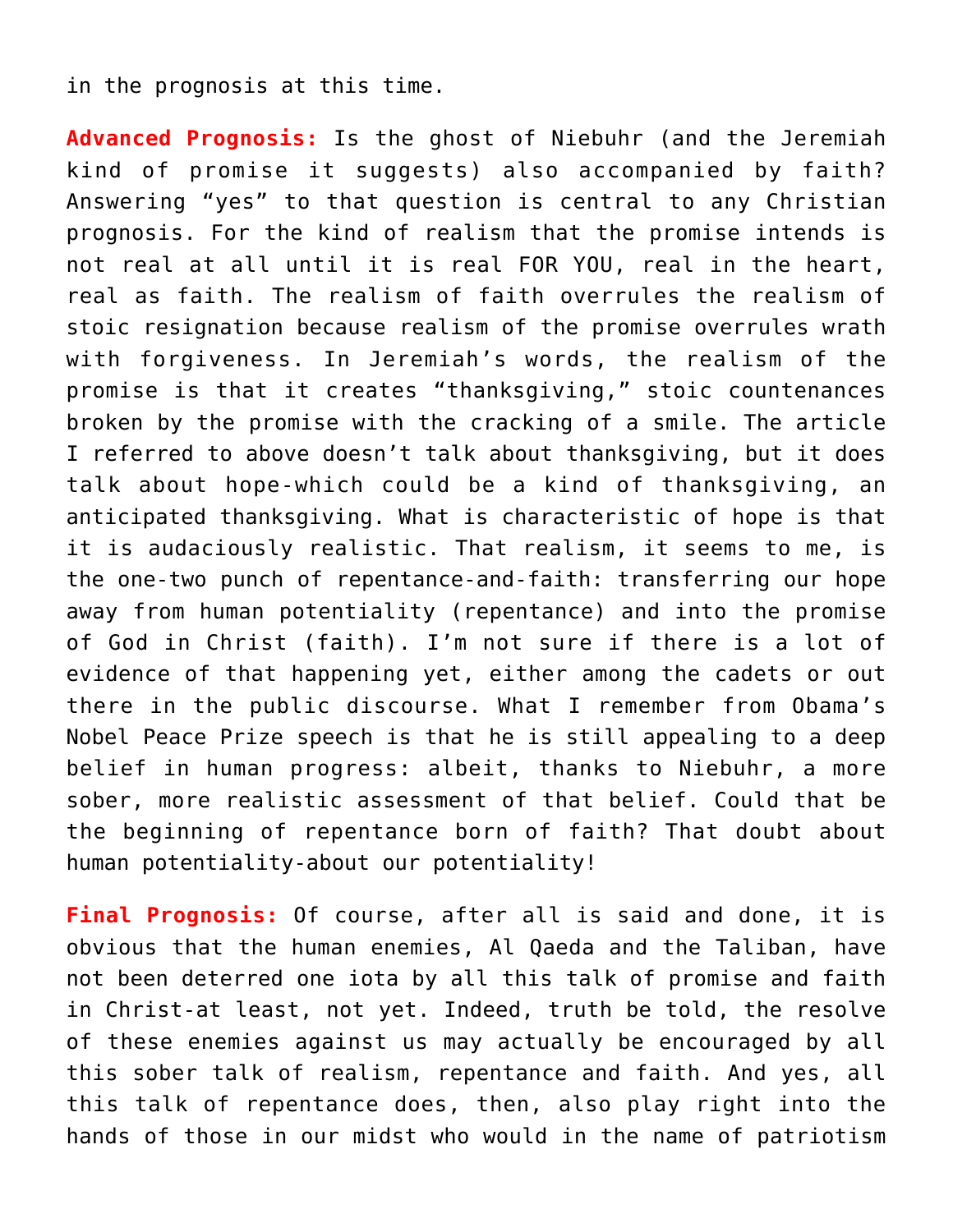in the prognosis at this time.

**Advanced Prognosis:** Is the ghost of Niebuhr (and the Jeremiah kind of promise it suggests) also accompanied by faith? Answering "yes" to that question is central to any Christian prognosis. For the kind of realism that the promise intends is not real at all until it is real FOR YOU, real in the heart, real as faith. The realism of faith overrules the realism of stoic resignation because realism of the promise overrules wrath with forgiveness. In Jeremiah's words, the realism of the promise is that it creates "thanksgiving," stoic countenances broken by the promise with the cracking of a smile. The article I referred to above doesn't talk about thanksgiving, but it does talk about hope-which could be a kind of thanksgiving, an anticipated thanksgiving. What is characteristic of hope is that it is audaciously realistic. That realism, it seems to me, is the one-two punch of repentance-and-faith: transferring our hope away from human potentiality (repentance) and into the promise of God in Christ (faith). I'm not sure if there is a lot of evidence of that happening yet, either among the cadets or out there in the public discourse. What I remember from Obama's Nobel Peace Prize speech is that he is still appealing to a deep belief in human progress: albeit, thanks to Niebuhr, a more sober, more realistic assessment of that belief. Could that be the beginning of repentance born of faith? That doubt about human potentiality-about our potentiality!

**Final Prognosis:** Of course, after all is said and done, it is obvious that the human enemies, Al Qaeda and the Taliban, have not been deterred one iota by all this talk of promise and faith in Christ-at least, not yet. Indeed, truth be told, the resolve of these enemies against us may actually be encouraged by all this sober talk of realism, repentance and faith. And yes, all this talk of repentance does, then, also play right into the hands of those in our midst who would in the name of patriotism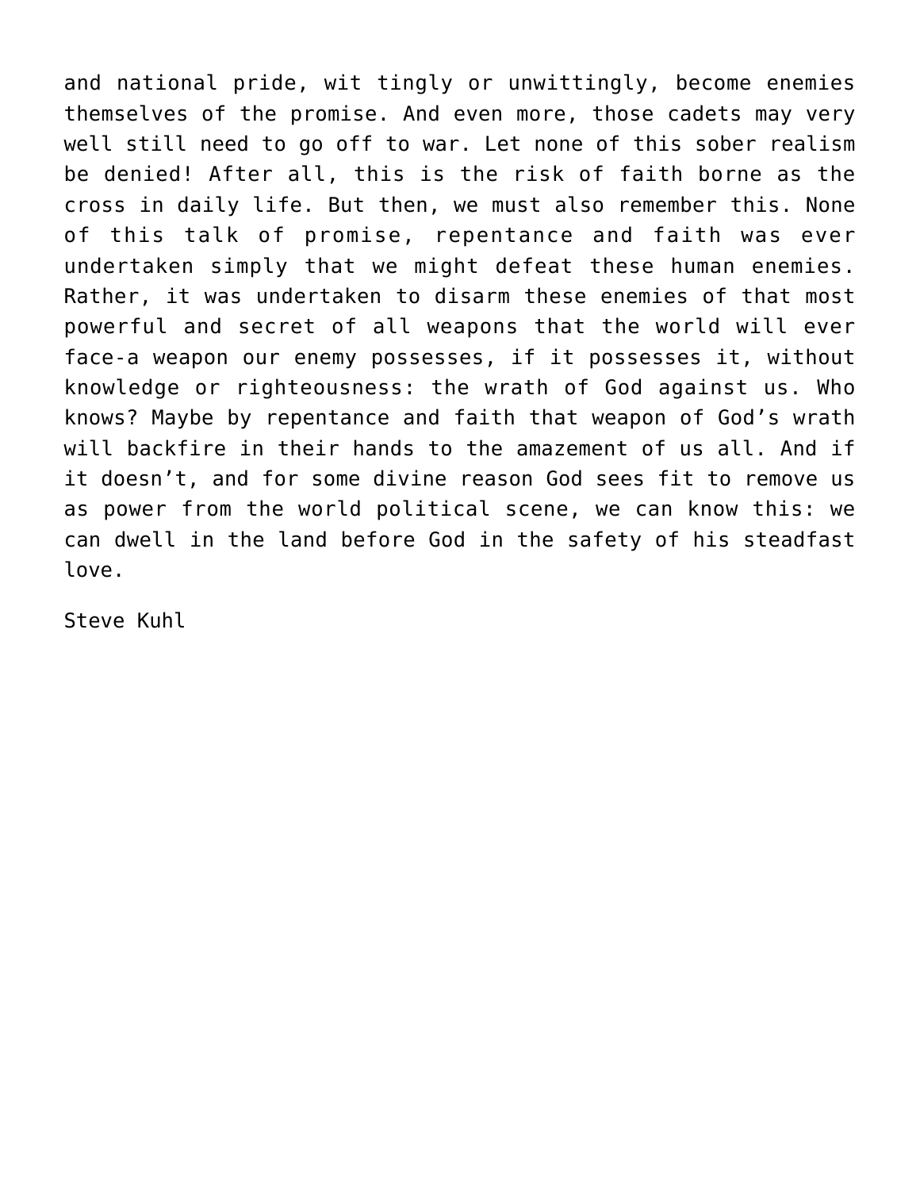and national pride, wit tingly or unwittingly, become enemies themselves of the promise. And even more, those cadets may very well still need to go off to war. Let none of this sober realism be denied! After all, this is the risk of faith borne as the cross in daily life. But then, we must also remember this. None of this talk of promise, repentance and faith was ever undertaken simply that we might defeat these human enemies. Rather, it was undertaken to disarm these enemies of that most powerful and secret of all weapons that the world will ever face-a weapon our enemy possesses, if it possesses it, without knowledge or righteousness: the wrath of God against us. Who knows? Maybe by repentance and faith that weapon of God's wrath will backfire in their hands to the amazement of us all. And if it doesn't, and for some divine reason God sees fit to remove us as power from the world political scene, we can know this: we can dwell in the land before God in the safety of his steadfast love.

Steve Kuhl